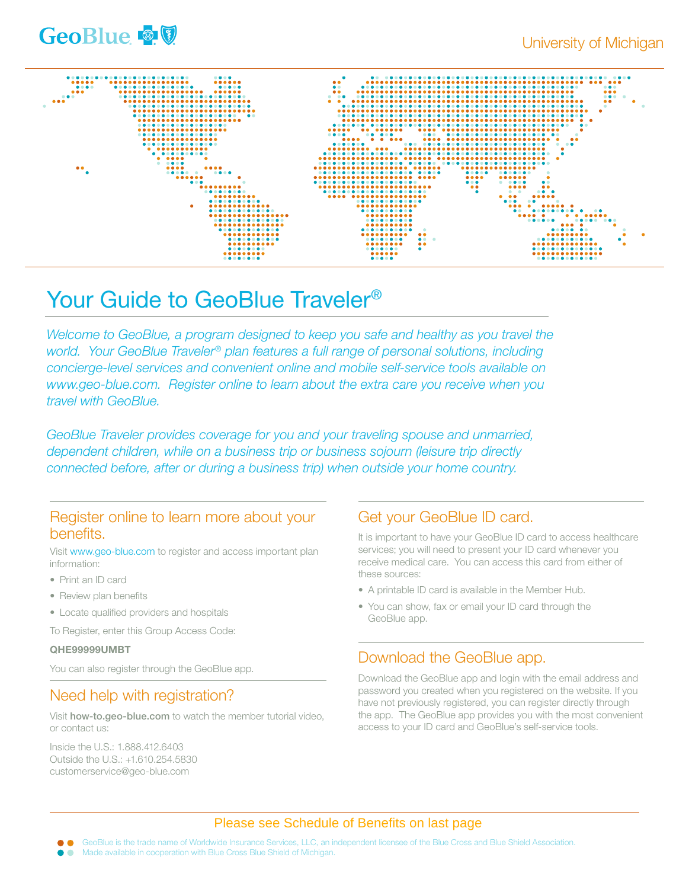GeoBlue

University of Michigan

# Your Guide to GeoBlue Traveler®

*Welcome to GeoBlue, a program designed to keep you safe and healthy as you travel the world. Your GeoBlue Traveler® plan features a full range of personal solutions, including concierge-level services and convenient online and mobile self-service tools available on www.geo-blue.com. Register online to learn about the extra care you receive when you travel with GeoBlue.*

*GeoBlue Traveler provides coverage for you and your traveling spouse and unmarried, dependent children, while on a business trip or business sojourn (leisure trip directly connected before, after or during a business trip) when outside your home country.*

## Register online to learn more about your benefits.

Visit www.geo-blue.com to register and access important plan information:

- Print an ID card
- Review plan benefits
- Locate qualified providers and hospitals

To Register, enter this Group Access Code:

**QHE99999UMBT**

You can also register through the GeoBlue app.

## Need help with registration?

Visit **how-to.geo-blue.com** to watch the member tutorial video, or contact us:

Inside the U.S.: 1.888.412.6403
Outside the U.S.: +1.610.254.5830
customerservice@geo-blue.com

## Get your GeoBlue ID card.

It is important to have your GeoBlue ID card to access healthcare services; you will need to present your ID card whenever you receive medical care. You can access this card from either of these sources:

- A printable ID card is available in the Member Hub.
- You can show, fax or email your ID card through the GeoBlue app.

## Download the GeoBlue app.

Download the GeoBlue app and login with the email address and password you created when you registered on the website. If you have not previously registered, you can register directly through the app. The GeoBlue app provides you with the most convenient access to your ID card and GeoBlue's self-service tools.

Please see Schedule of Benefits on last page

GeoBlue is the trade name of Worldwide Insurance Services, LLC, an independent licensee of the Blue Cross and Blue Shield Association.
Made available in cooperation with Blue Cross Blue Shield of Michigan.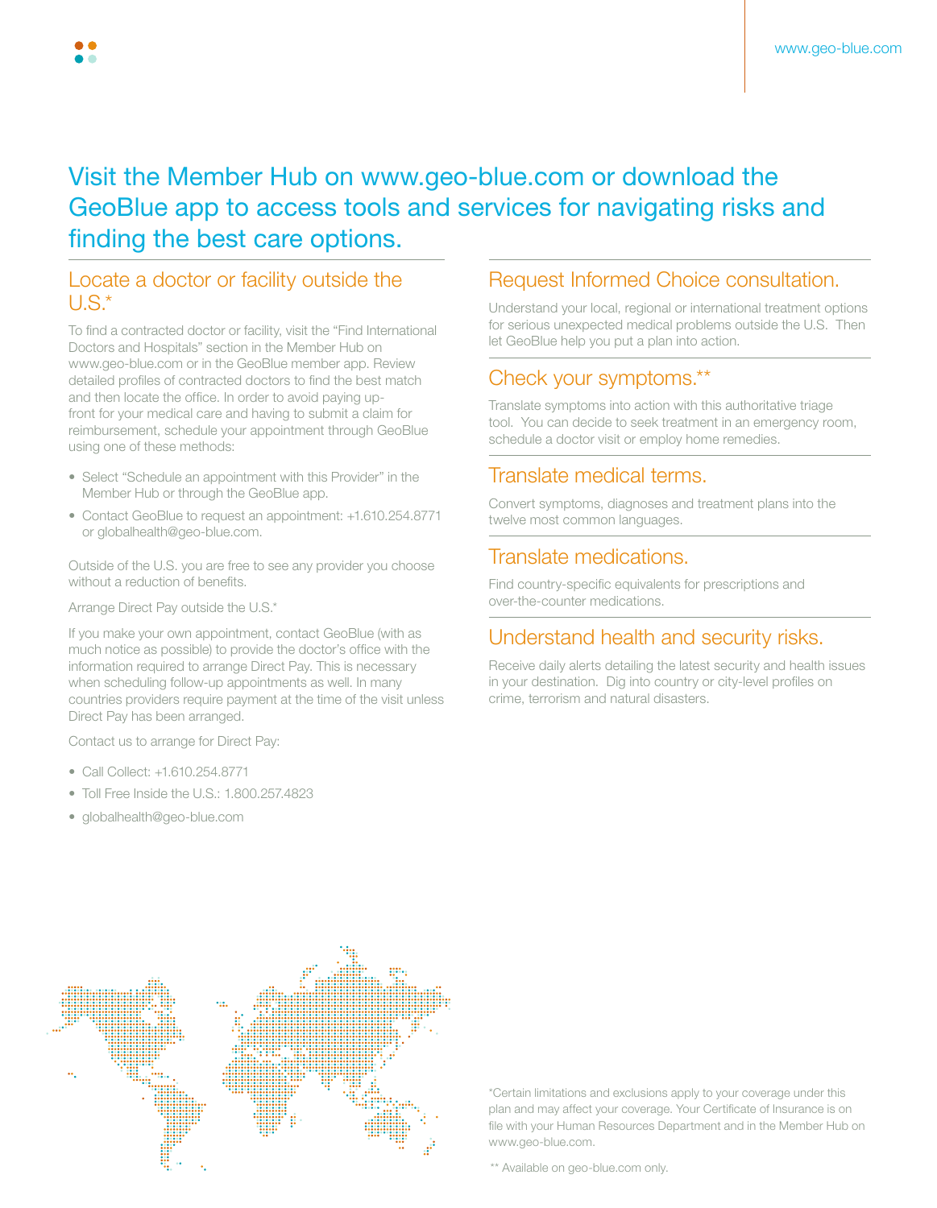# Visit the Member Hub on www.geo-blue.com or download the GeoBlue app to access tools and services for navigating risks and finding the best care options.

## Locate a doctor or facility outside the U.S.*

To find a contracted doctor or facility, visit the "Find International Doctors and Hospitals" section in the Member Hub on www.geo-blue.com or in the GeoBlue member app. Review detailed profiles of contracted doctors to find the best match and then locate the office. In order to avoid paying up-front for your medical care and having to submit a claim for reimbursement, schedule your appointment through GeoBlue using one of these methods:

- Select "Schedule an appointment with this Provider" in the Member Hub or through the GeoBlue app.
- Contact GeoBlue to request an appointment: +1.610.254.8771 or globalhealth@geo-blue.com.

Outside of the U.S. you are free to see any provider you choose without a reduction of benefits.

Arrange Direct Pay outside the U.S.*

If you make your own appointment, contact GeoBlue (with as much notice as possible) to provide the doctor's office with the information required to arrange Direct Pay. This is necessary when scheduling follow-up appointments as well. In many countries providers require payment at the time of the visit unless Direct Pay has been arranged.

Contact us to arrange for Direct Pay:

- Call Collect: +1.610.254.8771
- Toll Free Inside the U.S.: 1.800.257.4823
- globalhealth@geo-blue.com

## Request Informed Choice consultation.

Understand your local, regional or international treatment options for serious unexpected medical problems outside the U.S. Then let GeoBlue help you put a plan into action.

## Check your symptoms.**

Translate symptoms into action with this authoritative triage tool. You can decide to seek treatment in an emergency room, schedule a doctor visit or employ home remedies.

## Translate medical terms.

Convert symptoms, diagnoses and treatment plans into the twelve most common languages.

## Translate medications.

Find country-specific equivalents for prescriptions and over-the-counter medications.

## Understand health and security risks.

Receive daily alerts detailing the latest security and health issues in your destination. Dig into country or city-level profiles on crime, terrorism and natural disasters.

*Certain limitations and exclusions apply to your coverage under this plan and may affect your coverage. Your Certificate of Insurance is on file with your Human Resources Department and in the Member Hub on www.geo-blue.com.

** Available on geo-blue.com only.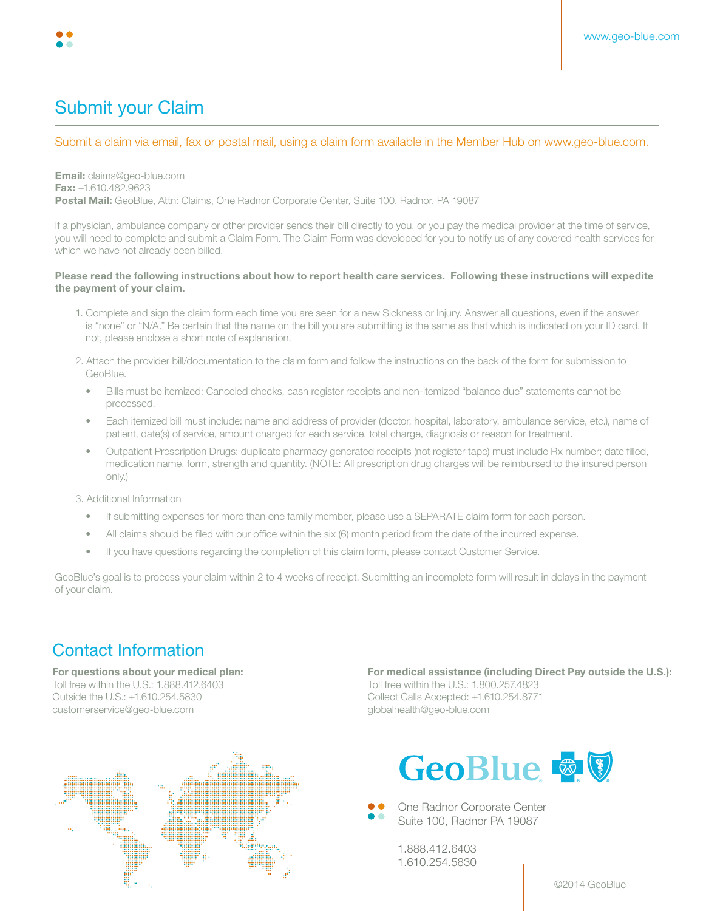## Submit your Claim

Submit a claim via email, fax or postal mail, using a claim form available in the Member Hub on www.geo-blue.com.

**Email:** claims@geo-blue.com
**Fax:** +1.610.482.9623
**Postal Mail:** GeoBlue, Attn: Claims, One Radnor Corporate Center, Suite 100, Radnor, PA 19087

If a physician, ambulance company or other provider sends their bill directly to you, or you pay the medical provider at the time of service, you will need to complete and submit a Claim Form. The Claim Form was developed for you to notify us of any covered health services for which we have not already been billed.

**Please read the following instructions about how to report health care services. Following these instructions will expedite the payment of your claim.**

1. Complete and sign the claim form each time you are seen for a new Sickness or Injury. Answer all questions, even if the answer is "none" or "N/A." Be certain that the name on the bill you are submitting is the same as that which is indicated on your ID card. If not, please enclose a short note of explanation.
2. Attach the provider bill/documentation to the claim form and follow the instructions on the back of the form for submission to GeoBlue.
   - Bills must be itemized: Canceled checks, cash register receipts and non-itemized "balance due" statements cannot be processed.
   - Each itemized bill must include: name and address of provider (doctor, hospital, laboratory, ambulance service, etc.), name of patient, date(s) of service, amount charged for each service, total charge, diagnosis or reason for treatment.
   - Outpatient Prescription Drugs: duplicate pharmacy generated receipts (not register tape) must include Rx number; date filled, medication name, form, strength and quantity. (NOTE: All prescription drug charges will be reimbursed to the insured person only.)
3. Additional Information
   - If submitting expenses for more than one family member, please use a SEPARATE claim form for each person.
   - All claims should be filed with our office within the six (6) month period from the date of the incurred expense.
   - If you have questions regarding the completion of this claim form, please contact Customer Service.

GeoBlue's goal is to process your claim within 2 to 4 weeks of receipt. Submitting an incomplete form will result in delays in the payment of your claim.

## Contact Information

**For questions about your medical plan:**
Toll free within the U.S.: 1.888.412.6403
Outside the U.S.: +1.610.254.5830
customerservice@geo-blue.com

**For medical assistance (including Direct Pay outside the U.S.):**
Toll free within the U.S.: 1.800.257.4823
Collect Calls Accepted: +1.610.254.8771
globalhealth@geo-blue.com

GeoBlue

One Radnor Corporate Center
Suite 100, Radnor PA 19087

1.888.412.6403
1.610.254.5830

©2014 GeoBlue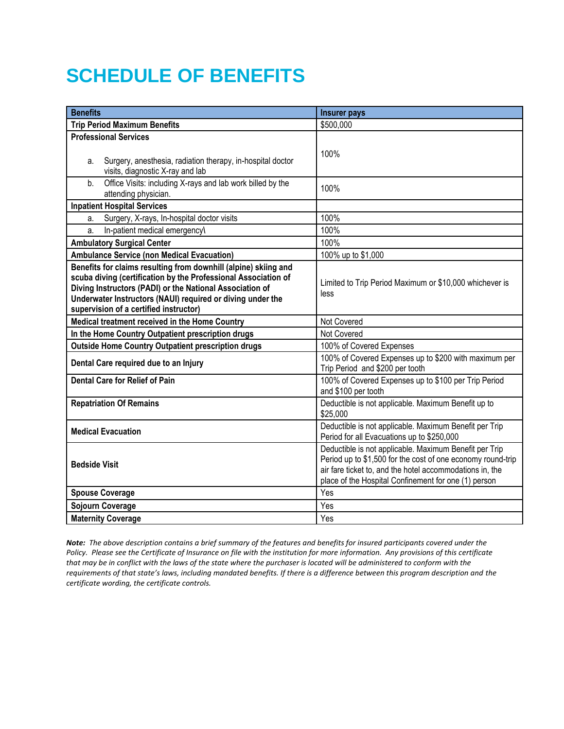# SCHEDULE OF BENEFITS

| Benefits | Insurer pays |
|---|---|
| **Trip Period Maximum Benefits** | $500,000 |
| **Professional Services**<br>a. Surgery, anesthesia, radiation therapy, in-hospital doctor visits, diagnostic X-ray and lab | 100% |
| b. Office Visits: including X-rays and lab work billed by the attending physician. | 100% |
| **Inpatient Hospital Services** | |
| a. Surgery, X-rays, In-hospital doctor visits | 100% |
| a. In-patient medical emergency\ | 100% |
| **Ambulatory Surgical Center** | 100% |
| **Ambulance Service (non Medical Evacuation)** | 100% up to $1,000 |
| **Benefits for claims resulting from downhill (alpine) skiing and scuba diving (certification by the Professional Association of Diving Instructors (PADI) or the National Association of Underwater Instructors (NAUI) required or diving under the supervision of a certified instructor)** | Limited to Trip Period Maximum or $10,000 whichever is less |
| **Medical treatment received in the Home Country** | Not Covered |
| **In the Home Country Outpatient prescription drugs** | Not Covered |
| **Outside Home Country Outpatient prescription drugs** | 100% of Covered Expenses |
| **Dental Care required due to an Injury** | 100% of Covered Expenses up to $200 with maximum per Trip Period and $200 per tooth |
| **Dental Care for Relief of Pain** | 100% of Covered Expenses up to $100 per Trip Period and $100 per tooth |
| **Repatriation Of Remains** | Deductible is not applicable. Maximum Benefit up to $25,000 |
| **Medical Evacuation** | Deductible is not applicable. Maximum Benefit per Trip Period for all Evacuations up to $250,000 |
| **Bedside Visit** | Deductible is not applicable. Maximum Benefit per Trip Period up to $1,500 for the cost of one economy round-trip air fare ticket to, and the hotel accommodations in, the place of the Hospital Confinement for one (1) person |
| **Spouse Coverage** | Yes |
| **Sojourn Coverage** | Yes |
| **Maternity Coverage** | Yes |

***Note:*** *The above description contains a brief summary of the features and benefits for insured participants covered under the Policy. Please see the Certificate of Insurance on file with the institution for more information. Any provisions of this certificate that may be in conflict with the laws of the state where the purchaser is located will be administered to conform with the requirements of that state's laws, including mandated benefits. If there is a difference between this program description and the certificate wording, the certificate controls.*